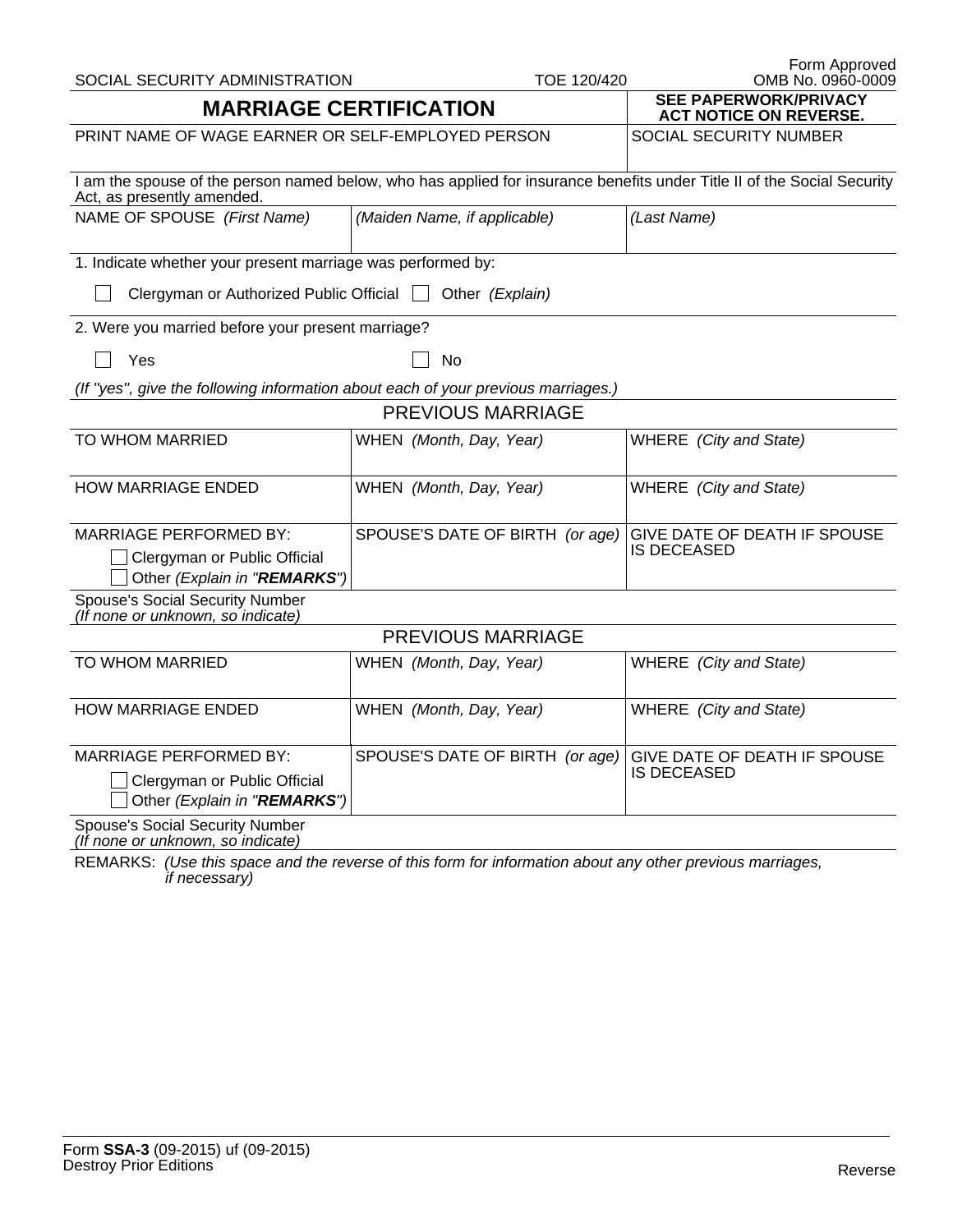SOCIAL SECURITY ADMINISTRATION — TOE 120/420 — Form Approved OMB No. 0960-0009

# MARRIAGE CERTIFICATION

**SEE PAPERWORK/PRIVACY ACT NOTICE ON REVERSE.**

| PRINT NAME OF WAGE EARNER OR SELF-EMPLOYED PERSON | SOCIAL SECURITY NUMBER |
|---|---|
| | |

I am the spouse of the person named below, who has applied for insurance benefits under Title II of the Social Security Act, as presently amended.

| NAME OF SPOUSE *(First Name)* | *(Maiden Name, if applicable)* | *(Last Name)* |
|---|---|---|
| | | |

1. Indicate whether your present marriage was performed by:

☐ Clergyman or Authorized Public Official ☐ Other *(Explain)*

2. Were you married before your present marriage?

☐ Yes ☐ No

*(If "yes", give the following information about each of your previous marriages.)*

## PREVIOUS MARRIAGE

| TO WHOM MARRIED | WHEN *(Month, Day, Year)* | WHERE *(City and State)* |
|---|---|---|
| HOW MARRIAGE ENDED | WHEN *(Month, Day, Year)* | WHERE *(City and State)* |
| MARRIAGE PERFORMED BY: ☐ Clergyman or Public Official ☐ Other *(Explain in "**REMARKS**")* | SPOUSE'S DATE OF BIRTH *(or age)* | GIVE DATE OF DEATH IF SPOUSE IS DECEASED |
| Spouse's Social Security Number *(If none or unknown, so indicate)* | | |

## PREVIOUS MARRIAGE

| TO WHOM MARRIED | WHEN *(Month, Day, Year)* | WHERE *(City and State)* |
|---|---|---|
| HOW MARRIAGE ENDED | WHEN *(Month, Day, Year)* | WHERE *(City and State)* |
| MARRIAGE PERFORMED BY: ☐ Clergyman or Public Official ☐ Other *(Explain in "**REMARKS**")* | SPOUSE'S DATE OF BIRTH *(or age)* | GIVE DATE OF DEATH IF SPOUSE IS DECEASED |
| Spouse's Social Security Number *(If none or unknown, so indicate)* | | |

REMARKS: *(Use this space and the reverse of this form for information about any other previous marriages, if necessary)*

Form **SSA-3** (09-2015) uf (09-2015)
Destroy Prior Editions

Reverse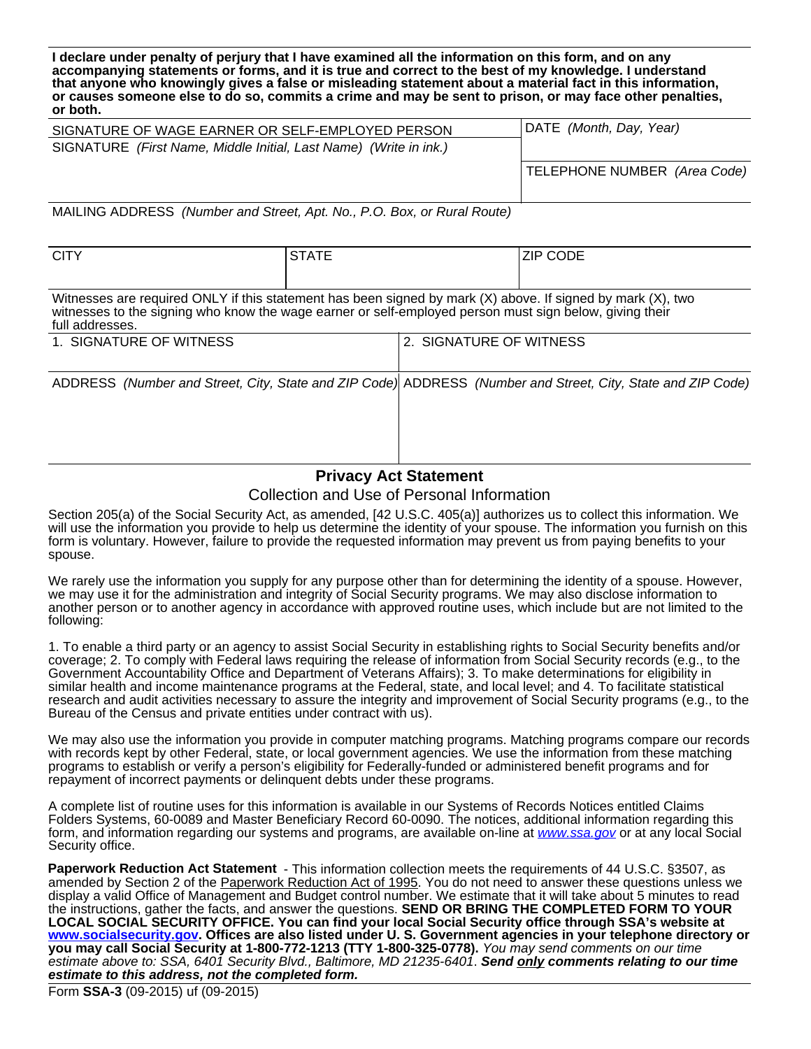**I declare under penalty of perjury that I have examined all the information on this form, and on any accompanying statements or forms, and it is true and correct to the best of my knowledge. I understand that anyone who knowingly gives a false or misleading statement about a material fact in this information, or causes someone else to do so, commits a crime and may be sent to prison, or may face other penalties, or both.**

| | |
|---|---|
| SIGNATURE OF WAGE EARNER OR SELF-EMPLOYED PERSON<br>SIGNATURE *(First Name, Middle Initial, Last Name) (Write in ink.)* | DATE *(Month, Day, Year)*<br><br>TELEPHONE NUMBER *(Area Code)* |
| MAILING ADDRESS *(Number and Street, Apt. No., P.O. Box, or Rural Route)* | |

| | | |
|---|---|---|
| CITY | STATE | ZIP CODE |

Witnesses are required ONLY if this statement has been signed by mark (X) above. If signed by mark (X), two witnesses to the signing who know the wage earner or self-employed person must sign below, giving their full addresses.

| | |
|---|---|
| 1. SIGNATURE OF WITNESS | 2. SIGNATURE OF WITNESS |
| ADDRESS *(Number and Street, City, State and ZIP Code)* | ADDRESS *(Number and Street, City, State and ZIP Code)* |

## Privacy Act Statement

### Collection and Use of Personal Information

Section 205(a) of the Social Security Act, as amended, [42 U.S.C. 405(a)] authorizes us to collect this information. We will use the information you provide to help us determine the identity of your spouse. The information you furnish on this form is voluntary. However, failure to provide the requested information may prevent us from paying benefits to your spouse.

We rarely use the information you supply for any purpose other than for determining the identity of a spouse. However, we may use it for the administration and integrity of Social Security programs. We may also disclose information to another person or to another agency in accordance with approved routine uses, which include but are not limited to the following:

1. To enable a third party or an agency to assist Social Security in establishing rights to Social Security benefits and/or coverage; 2. To comply with Federal laws requiring the release of information from Social Security records (e.g., to the Government Accountability Office and Department of Veterans Affairs); 3. To make determinations for eligibility in similar health and income maintenance programs at the Federal, state, and local level; and 4. To facilitate statistical research and audit activities necessary to assure the integrity and improvement of Social Security programs (e.g., to the Bureau of the Census and private entities under contract with us).

We may also use the information you provide in computer matching programs. Matching programs compare our records with records kept by other Federal, state, or local government agencies. We use the information from these matching programs to establish or verify a person's eligibility for Federally-funded or administered benefit programs and for repayment of incorrect payments or delinquent debts under these programs.

A complete list of routine uses for this information is available in our Systems of Records Notices entitled Claims Folders Systems, 60-0089 and Master Beneficiary Record 60-0090. The notices, additional information regarding this form, and information regarding our systems and programs, are available on-line at *www.ssa.gov* or at any local Social Security office.

**Paperwork Reduction Act Statement** - This information collection meets the requirements of 44 U.S.C. §3507, as amended by Section 2 of the Paperwork Reduction Act of 1995. You do not need to answer these questions unless we display a valid Office of Management and Budget control number. We estimate that it will take about 5 minutes to read the instructions, gather the facts, and answer the questions. **SEND OR BRING THE COMPLETED FORM TO YOUR LOCAL SOCIAL SECURITY OFFICE. You can find your local Social Security office through SSA's website at www.socialsecurity.gov. Offices are also listed under U. S. Government agencies in your telephone directory or you may call Social Security at 1-800-772-1213 (TTY 1-800-325-0778).** *You may send comments on our time estimate above to: SSA, 6401 Security Blvd., Baltimore, MD 21235-6401.* ***Send only comments relating to our time estimate to this address, not the completed form.***

Form **SSA-3** (09-2015) uf (09-2015)